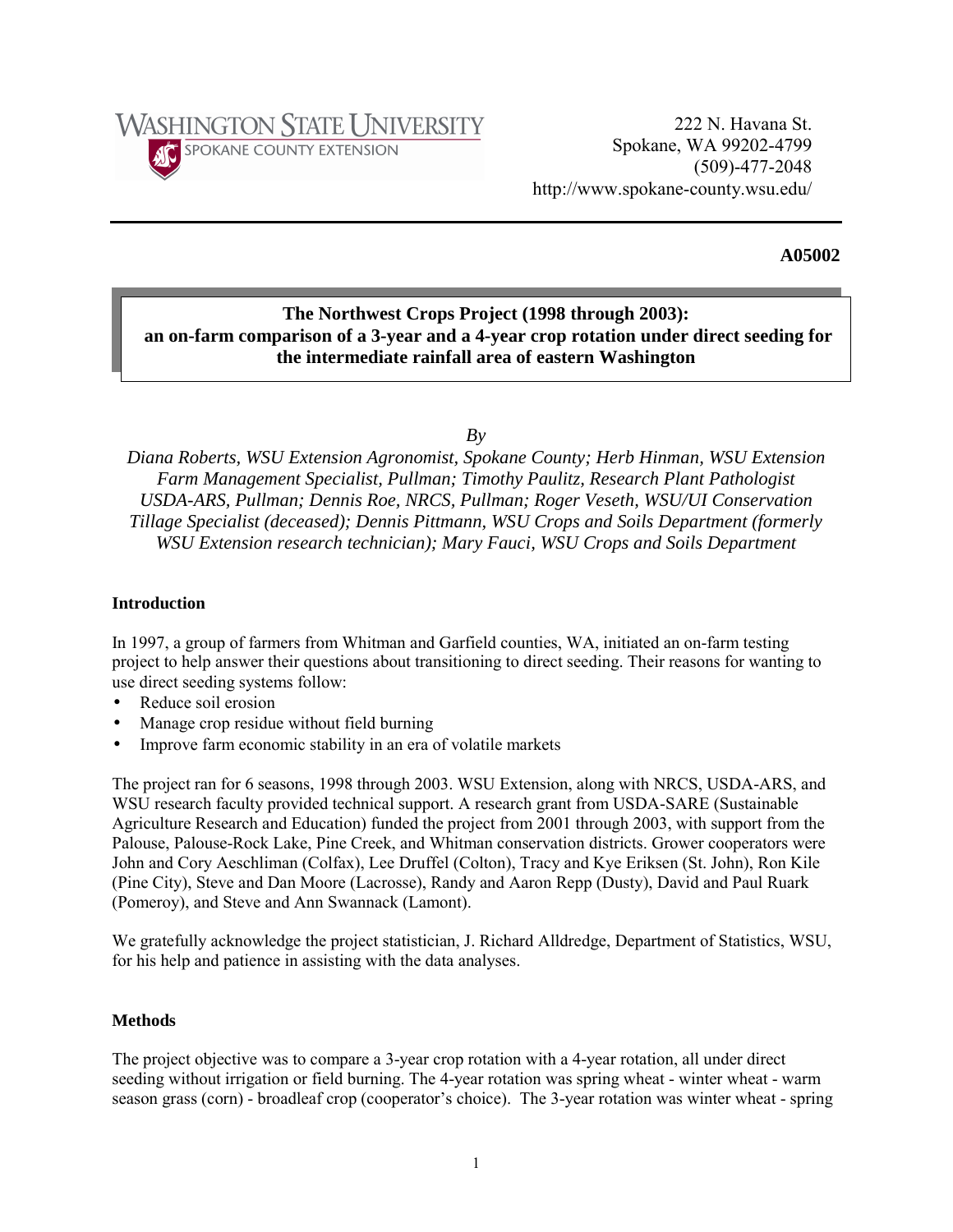WASHINGTON STATE UNIVERSITY
SPOKANE COUNTY EXTENSION

222 N. Havana St.
Spokane, WA 99202-4799
(509)-477-2048
http://www.spokane-county.wsu.edu/

**A05002**

# The Northwest Crops Project (1998 through 2003): an on-farm comparison of a 3-year and a 4-year crop rotation under direct seeding for the intermediate rainfall area of eastern Washington

*By*

*Diana Roberts, WSU Extension Agronomist, Spokane County; Herb Hinman, WSU Extension Farm Management Specialist, Pullman; Timothy Paulitz, Research Plant Pathologist USDA-ARS, Pullman; Dennis Roe, NRCS, Pullman; Roger Veseth, WSU/UI Conservation Tillage Specialist (deceased); Dennis Pittmann, WSU Crops and Soils Department (formerly WSU Extension research technician); Mary Fauci, WSU Crops and Soils Department*

## Introduction

In 1997, a group of farmers from Whitman and Garfield counties, WA, initiated an on-farm testing project to help answer their questions about transitioning to direct seeding. Their reasons for wanting to use direct seeding systems follow:

- Reduce soil erosion
- Manage crop residue without field burning
- Improve farm economic stability in an era of volatile markets

The project ran for 6 seasons, 1998 through 2003. WSU Extension, along with NRCS, USDA-ARS, and WSU research faculty provided technical support. A research grant from USDA-SARE (Sustainable Agriculture Research and Education) funded the project from 2001 through 2003, with support from the Palouse, Palouse-Rock Lake, Pine Creek, and Whitman conservation districts. Grower cooperators were John and Cory Aeschliman (Colfax), Lee Druffel (Colton), Tracy and Kye Eriksen (St. John), Ron Kile (Pine City), Steve and Dan Moore (Lacrosse), Randy and Aaron Repp (Dusty), David and Paul Ruark (Pomeroy), and Steve and Ann Swannack (Lamont).

We gratefully acknowledge the project statistician, J. Richard Alldredge, Department of Statistics, WSU, for his help and patience in assisting with the data analyses.

## Methods

The project objective was to compare a 3-year crop rotation with a 4-year rotation, all under direct seeding without irrigation or field burning. The 4-year rotation was spring wheat - winter wheat - warm season grass (corn) - broadleaf crop (cooperator's choice). The 3-year rotation was winter wheat - spring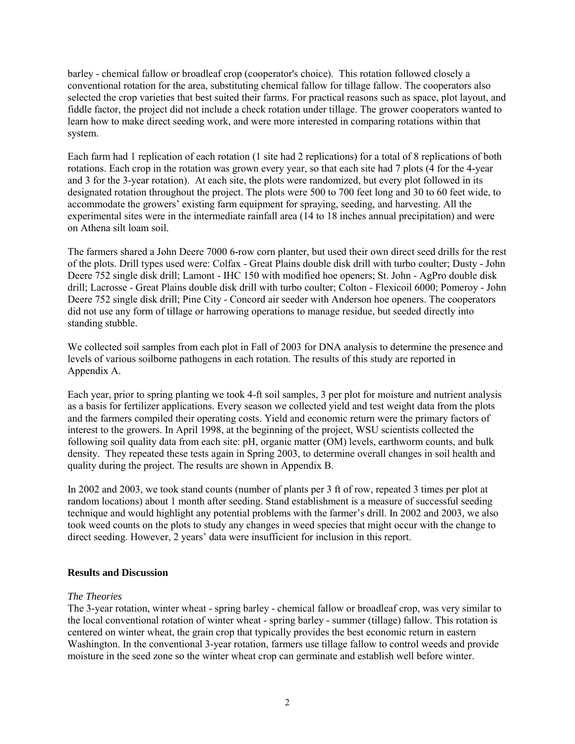barley - chemical fallow or broadleaf crop (cooperator's choice). This rotation followed closely a conventional rotation for the area, substituting chemical fallow for tillage fallow. The cooperators also selected the crop varieties that best suited their farms. For practical reasons such as space, plot layout, and fiddle factor, the project did not include a check rotation under tillage. The grower cooperators wanted to learn how to make direct seeding work, and were more interested in comparing rotations within that system.

Each farm had 1 replication of each rotation (1 site had 2 replications) for a total of 8 replications of both rotations. Each crop in the rotation was grown every year, so that each site had 7 plots (4 for the 4-year and 3 for the 3-year rotation). At each site, the plots were randomized, but every plot followed in its designated rotation throughout the project. The plots were 500 to 700 feet long and 30 to 60 feet wide, to accommodate the growers' existing farm equipment for spraying, seeding, and harvesting. All the experimental sites were in the intermediate rainfall area (14 to 18 inches annual precipitation) and were on Athena silt loam soil.

The farmers shared a John Deere 7000 6-row corn planter, but used their own direct seed drills for the rest of the plots. Drill types used were: Colfax - Great Plains double disk drill with turbo coulter; Dusty - John Deere 752 single disk drill; Lamont - IHC 150 with modified hoe openers; St. John - AgPro double disk drill; Lacrosse - Great Plains double disk drill with turbo coulter; Colton - Flexicoil 6000; Pomeroy - John Deere 752 single disk drill; Pine City - Concord air seeder with Anderson hoe openers. The cooperators did not use any form of tillage or harrowing operations to manage residue, but seeded directly into standing stubble.

We collected soil samples from each plot in Fall of 2003 for DNA analysis to determine the presence and levels of various soilborne pathogens in each rotation. The results of this study are reported in Appendix A.

Each year, prior to spring planting we took 4-ft soil samples, 3 per plot for moisture and nutrient analysis as a basis for fertilizer applications. Every season we collected yield and test weight data from the plots and the farmers compiled their operating costs. Yield and economic return were the primary factors of interest to the growers. In April 1998, at the beginning of the project, WSU scientists collected the following soil quality data from each site: pH, organic matter (OM) levels, earthworm counts, and bulk density. They repeated these tests again in Spring 2003, to determine overall changes in soil health and quality during the project. The results are shown in Appendix B.

In 2002 and 2003, we took stand counts (number of plants per 3 ft of row, repeated 3 times per plot at random locations) about 1 month after seeding. Stand establishment is a measure of successful seeding technique and would highlight any potential problems with the farmer's drill. In 2002 and 2003, we also took weed counts on the plots to study any changes in weed species that might occur with the change to direct seeding. However, 2 years' data were insufficient for inclusion in this report.

## Results and Discussion

### *The Theories*

The 3-year rotation, winter wheat - spring barley - chemical fallow or broadleaf crop, was very similar to the local conventional rotation of winter wheat - spring barley - summer (tillage) fallow. This rotation is centered on winter wheat, the grain crop that typically provides the best economic return in eastern Washington. In the conventional 3-year rotation, farmers use tillage fallow to control weeds and provide moisture in the seed zone so the winter wheat crop can germinate and establish well before winter.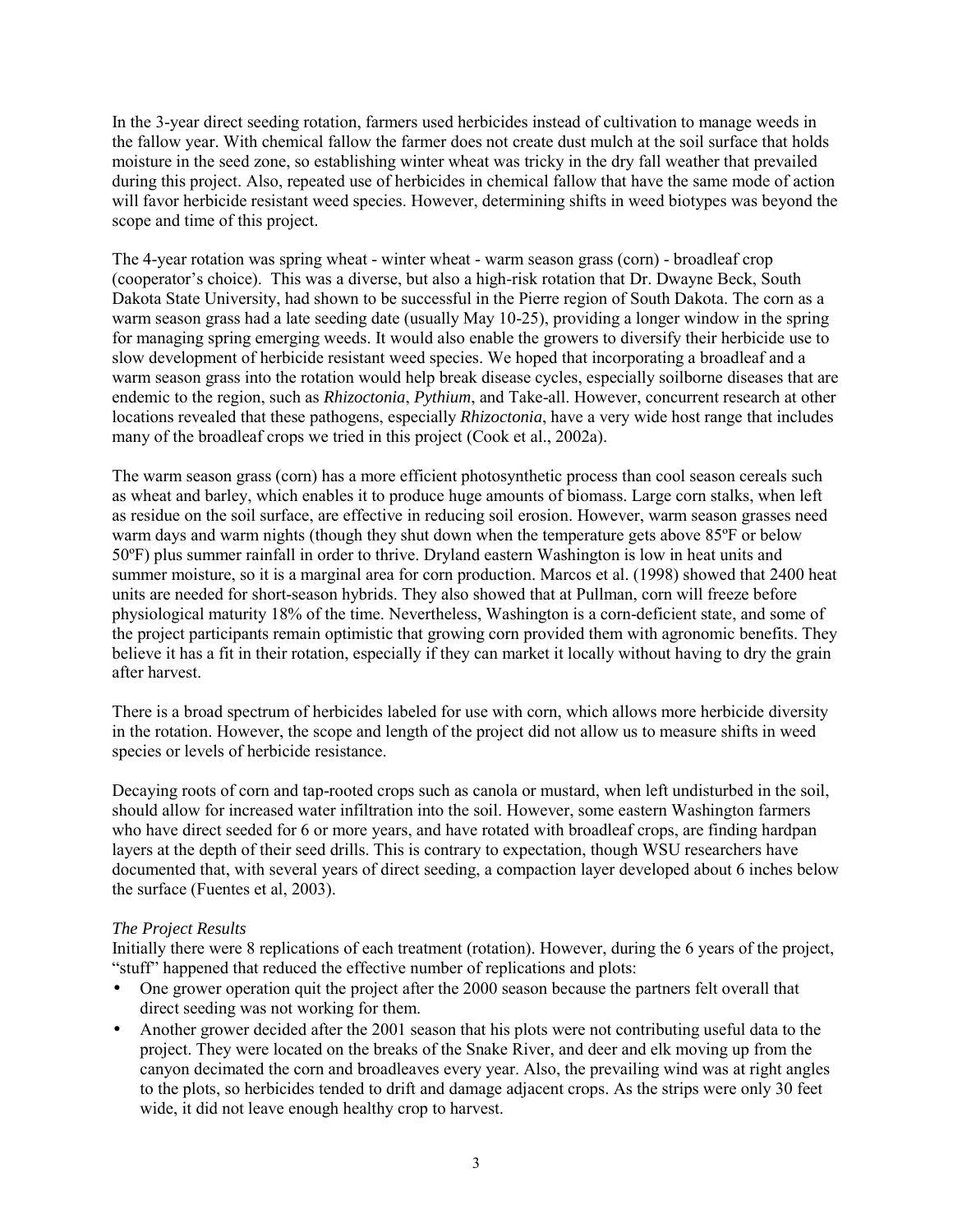In the 3-year direct seeding rotation, farmers used herbicides instead of cultivation to manage weeds in the fallow year. With chemical fallow the farmer does not create dust mulch at the soil surface that holds moisture in the seed zone, so establishing winter wheat was tricky in the dry fall weather that prevailed during this project. Also, repeated use of herbicides in chemical fallow that have the same mode of action will favor herbicide resistant weed species. However, determining shifts in weed biotypes was beyond the scope and time of this project.

The 4-year rotation was spring wheat - winter wheat - warm season grass (corn) - broadleaf crop (cooperator's choice). This was a diverse, but also a high-risk rotation that Dr. Dwayne Beck, South Dakota State University, had shown to be successful in the Pierre region of South Dakota. The corn as a warm season grass had a late seeding date (usually May 10-25), providing a longer window in the spring for managing spring emerging weeds. It would also enable the growers to diversify their herbicide use to slow development of herbicide resistant weed species. We hoped that incorporating a broadleaf and a warm season grass into the rotation would help break disease cycles, especially soilborne diseases that are endemic to the region, such as *Rhizoctonia*, *Pythium*, and Take-all. However, concurrent research at other locations revealed that these pathogens, especially *Rhizoctonia*, have a very wide host range that includes many of the broadleaf crops we tried in this project (Cook et al., 2002a).

The warm season grass (corn) has a more efficient photosynthetic process than cool season cereals such as wheat and barley, which enables it to produce huge amounts of biomass. Large corn stalks, when left as residue on the soil surface, are effective in reducing soil erosion. However, warm season grasses need warm days and warm nights (though they shut down when the temperature gets above 85ºF or below 50ºF) plus summer rainfall in order to thrive. Dryland eastern Washington is low in heat units and summer moisture, so it is a marginal area for corn production. Marcos et al. (1998) showed that 2400 heat units are needed for short-season hybrids. They also showed that at Pullman, corn will freeze before physiological maturity 18% of the time. Nevertheless, Washington is a corn-deficient state, and some of the project participants remain optimistic that growing corn provided them with agronomic benefits. They believe it has a fit in their rotation, especially if they can market it locally without having to dry the grain after harvest.

There is a broad spectrum of herbicides labeled for use with corn, which allows more herbicide diversity in the rotation. However, the scope and length of the project did not allow us to measure shifts in weed species or levels of herbicide resistance.

Decaying roots of corn and tap-rooted crops such as canola or mustard, when left undisturbed in the soil, should allow for increased water infiltration into the soil. However, some eastern Washington farmers who have direct seeded for 6 or more years, and have rotated with broadleaf crops, are finding hardpan layers at the depth of their seed drills. This is contrary to expectation, though WSU researchers have documented that, with several years of direct seeding, a compaction layer developed about 6 inches below the surface (Fuentes et al, 2003).

*The Project Results*

Initially there were 8 replications of each treatment (rotation). However, during the 6 years of the project, "stuff" happened that reduced the effective number of replications and plots:

- One grower operation quit the project after the 2000 season because the partners felt overall that direct seeding was not working for them.
- Another grower decided after the 2001 season that his plots were not contributing useful data to the project. They were located on the breaks of the Snake River, and deer and elk moving up from the canyon decimated the corn and broadleaves every year. Also, the prevailing wind was at right angles to the plots, so herbicides tended to drift and damage adjacent crops. As the strips were only 30 feet wide, it did not leave enough healthy crop to harvest.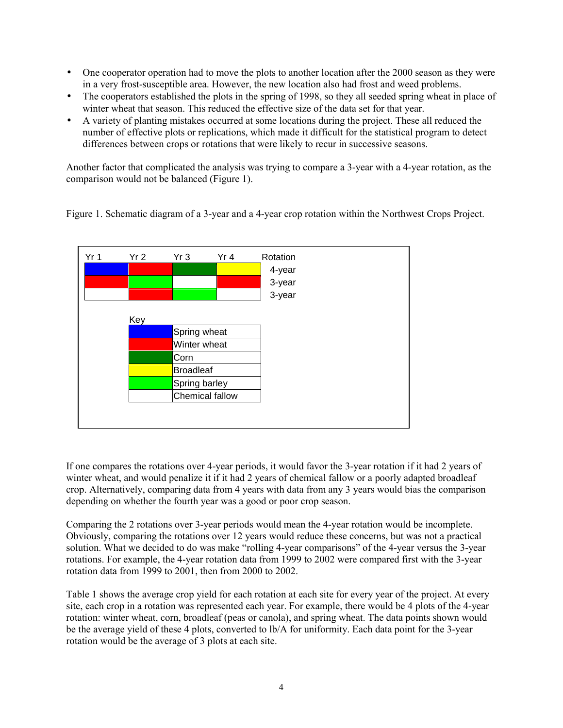- One cooperator operation had to move the plots to another location after the 2000 season as they were in a very frost-susceptible area. However, the new location also had frost and weed problems.
- The cooperators established the plots in the spring of 1998, so they all seeded spring wheat in place of winter wheat that season. This reduced the effective size of the data set for that year.
- A variety of planting mistakes occurred at some locations during the project. These all reduced the number of effective plots or replications, which made it difficult for the statistical program to detect differences between crops or rotations that were likely to recur in successive seasons.

Another factor that complicated the analysis was trying to compare a 3-year with a 4-year rotation, as the comparison would not be balanced (Figure 1).

Figure 1. Schematic diagram of a 3-year and a 4-year crop rotation within the Northwest Crops Project.

| Yr 1 | Yr 2 | Yr 3 | Yr 4 | Rotation |
|---|---|---|---|---|
| Spring wheat | Winter wheat | Corn | Broadleaf | 4-year |
| Winter wheat | Spring barley | Chemical fallow | Winter wheat | 3-year |
| Chemical fallow | Winter wheat | Spring barley | Chemical fallow | 3-year |

Key

| Color | Crop |
|---|---|
| Blue | Spring wheat |
| Red | Winter wheat |
| Dark green | Corn |
| Yellow | Broadleaf |
| Light green | Spring barley |
| White | Chemical fallow |

If one compares the rotations over 4-year periods, it would favor the 3-year rotation if it had 2 years of winter wheat, and would penalize it if it had 2 years of chemical fallow or a poorly adapted broadleaf crop. Alternatively, comparing data from 4 years with data from any 3 years would bias the comparison depending on whether the fourth year was a good or poor crop season.

Comparing the 2 rotations over 3-year periods would mean the 4-year rotation would be incomplete. Obviously, comparing the rotations over 12 years would reduce these concerns, but was not a practical solution. What we decided to do was make "rolling 4-year comparisons" of the 4-year versus the 3-year rotations. For example, the 4-year rotation data from 1999 to 2002 were compared first with the 3-year rotation data from 1999 to 2001, then from 2000 to 2002.

Table 1 shows the average crop yield for each rotation at each site for every year of the project. At every site, each crop in a rotation was represented each year. For example, there would be 4 plots of the 4-year rotation: winter wheat, corn, broadleaf (peas or canola), and spring wheat. The data points shown would be the average yield of these 4 plots, converted to lb/A for uniformity. Each data point for the 3-year rotation would be the average of 3 plots at each site.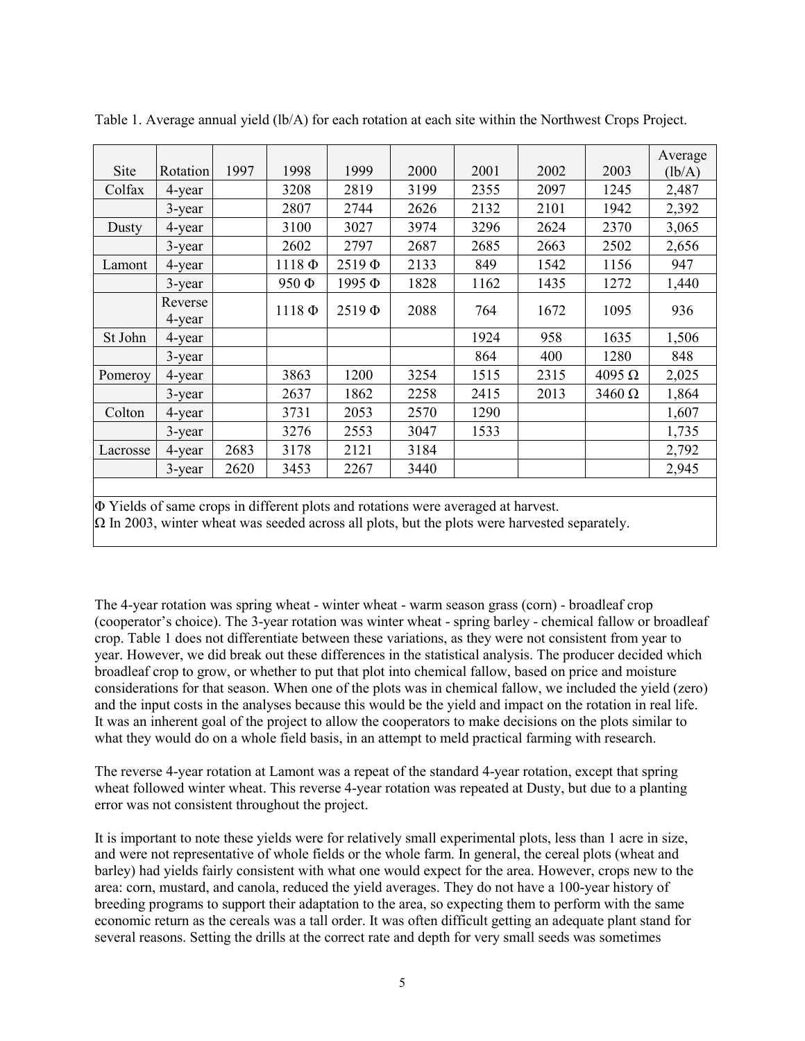Table 1. Average annual yield (lb/A) for each rotation at each site within the Northwest Crops Project.

| Site | Rotation | 1997 | 1998 | 1999 | 2000 | 2001 | 2002 | 2003 | Average (lb/A) |
|---|---|---|---|---|---|---|---|---|---|
| Colfax | 4-year | | 3208 | 2819 | 3199 | 2355 | 2097 | 1245 | 2,487 |
| | 3-year | | 2807 | 2744 | 2626 | 2132 | 2101 | 1942 | 2,392 |
| Dusty | 4-year | | 3100 | 3027 | 3974 | 3296 | 2624 | 2370 | 3,065 |
| | 3-year | | 2602 | 2797 | 2687 | 2685 | 2663 | 2502 | 2,656 |
| Lamont | 4-year | | 1118 Φ | 2519 Φ | 2133 | 849 | 1542 | 1156 | 947 |
| | 3-year | | 950 Φ | 1995 Φ | 1828 | 1162 | 1435 | 1272 | 1,440 |
| | Reverse 4-year | | 1118 Φ | 2519 Φ | 2088 | 764 | 1672 | 1095 | 936 |
| St John | 4-year | | | | | 1924 | 958 | 1635 | 1,506 |
| | 3-year | | | | | 864 | 400 | 1280 | 848 |
| Pomeroy | 4-year | | 3863 | 1200 | 3254 | 1515 | 2315 | 4095 Ω | 2,025 |
| | 3-year | | 2637 | 1862 | 2258 | 2415 | 2013 | 3460 Ω | 1,864 |
| Colton | 4-year | | 3731 | 2053 | 2570 | 1290 | | | 1,607 |
| | 3-year | | 3276 | 2553 | 3047 | 1533 | | | 1,735 |
| Lacrosse | 4-year | 2683 | 3178 | 2121 | 3184 | | | | 2,792 |
| | 3-year | 2620 | 3453 | 2267 | 3440 | | | | 2,945 |

Φ Yields of same crops in different plots and rotations were averaged at harvest.
Ω In 2003, winter wheat was seeded across all plots, but the plots were harvested separately.

The 4-year rotation was spring wheat - winter wheat - warm season grass (corn) - broadleaf crop (cooperator's choice). The 3-year rotation was winter wheat - spring barley - chemical fallow or broadleaf crop. Table 1 does not differentiate between these variations, as they were not consistent from year to year. However, we did break out these differences in the statistical analysis. The producer decided which broadleaf crop to grow, or whether to put that plot into chemical fallow, based on price and moisture considerations for that season. When one of the plots was in chemical fallow, we included the yield (zero) and the input costs in the analyses because this would be the yield and impact on the rotation in real life. It was an inherent goal of the project to allow the cooperators to make decisions on the plots similar to what they would do on a whole field basis, in an attempt to meld practical farming with research.

The reverse 4-year rotation at Lamont was a repeat of the standard 4-year rotation, except that spring wheat followed winter wheat. This reverse 4-year rotation was repeated at Dusty, but due to a planting error was not consistent throughout the project.

It is important to note these yields were for relatively small experimental plots, less than 1 acre in size, and were not representative of whole fields or the whole farm. In general, the cereal plots (wheat and barley) had yields fairly consistent with what one would expect for the area. However, crops new to the area: corn, mustard, and canola, reduced the yield averages. They do not have a 100-year history of breeding programs to support their adaptation to the area, so expecting them to perform with the same economic return as the cereals was a tall order. It was often difficult getting an adequate plant stand for several reasons. Setting the drills at the correct rate and depth for very small seeds was sometimes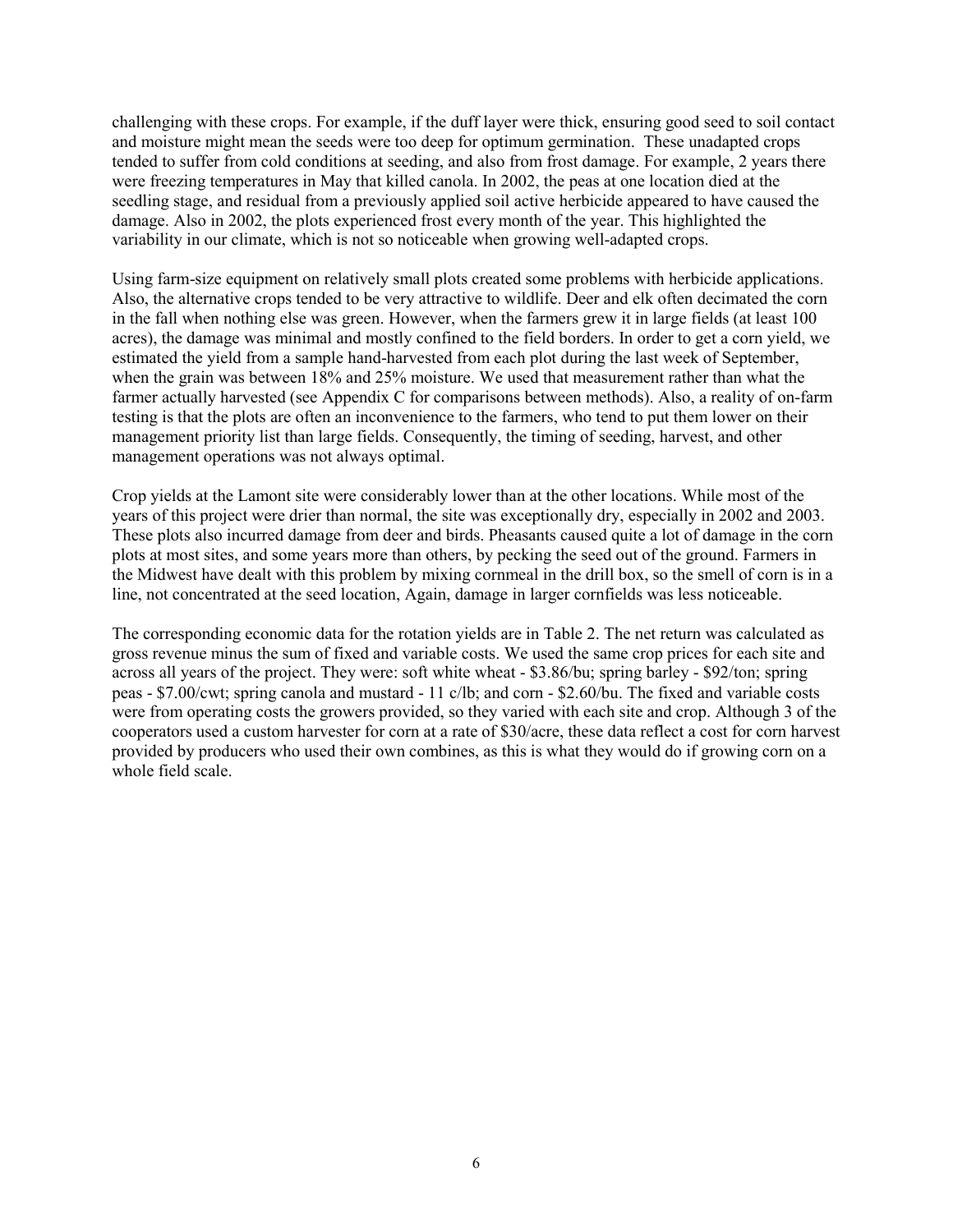challenging with these crops. For example, if the duff layer were thick, ensuring good seed to soil contact and moisture might mean the seeds were too deep for optimum germination. These unadapted crops tended to suffer from cold conditions at seeding, and also from frost damage. For example, 2 years there were freezing temperatures in May that killed canola. In 2002, the peas at one location died at the seedling stage, and residual from a previously applied soil active herbicide appeared to have caused the damage. Also in 2002, the plots experienced frost every month of the year. This highlighted the variability in our climate, which is not so noticeable when growing well-adapted crops.

Using farm-size equipment on relatively small plots created some problems with herbicide applications. Also, the alternative crops tended to be very attractive to wildlife. Deer and elk often decimated the corn in the fall when nothing else was green. However, when the farmers grew it in large fields (at least 100 acres), the damage was minimal and mostly confined to the field borders. In order to get a corn yield, we estimated the yield from a sample hand-harvested from each plot during the last week of September, when the grain was between 18% and 25% moisture. We used that measurement rather than what the farmer actually harvested (see Appendix C for comparisons between methods). Also, a reality of on-farm testing is that the plots are often an inconvenience to the farmers, who tend to put them lower on their management priority list than large fields. Consequently, the timing of seeding, harvest, and other management operations was not always optimal.

Crop yields at the Lamont site were considerably lower than at the other locations. While most of the years of this project were drier than normal, the site was exceptionally dry, especially in 2002 and 2003. These plots also incurred damage from deer and birds. Pheasants caused quite a lot of damage in the corn plots at most sites, and some years more than others, by pecking the seed out of the ground. Farmers in the Midwest have dealt with this problem by mixing cornmeal in the drill box, so the smell of corn is in a line, not concentrated at the seed location, Again, damage in larger cornfields was less noticeable.

The corresponding economic data for the rotation yields are in Table 2. The net return was calculated as gross revenue minus the sum of fixed and variable costs. We used the same crop prices for each site and across all years of the project. They were: soft white wheat - $3.86/bu; spring barley - $92/ton; spring peas - $7.00/cwt; spring canola and mustard - 11 c/lb; and corn - $2.60/bu. The fixed and variable costs were from operating costs the growers provided, so they varied with each site and crop. Although 3 of the cooperators used a custom harvester for corn at a rate of $30/acre, these data reflect a cost for corn harvest provided by producers who used their own combines, as this is what they would do if growing corn on a whole field scale.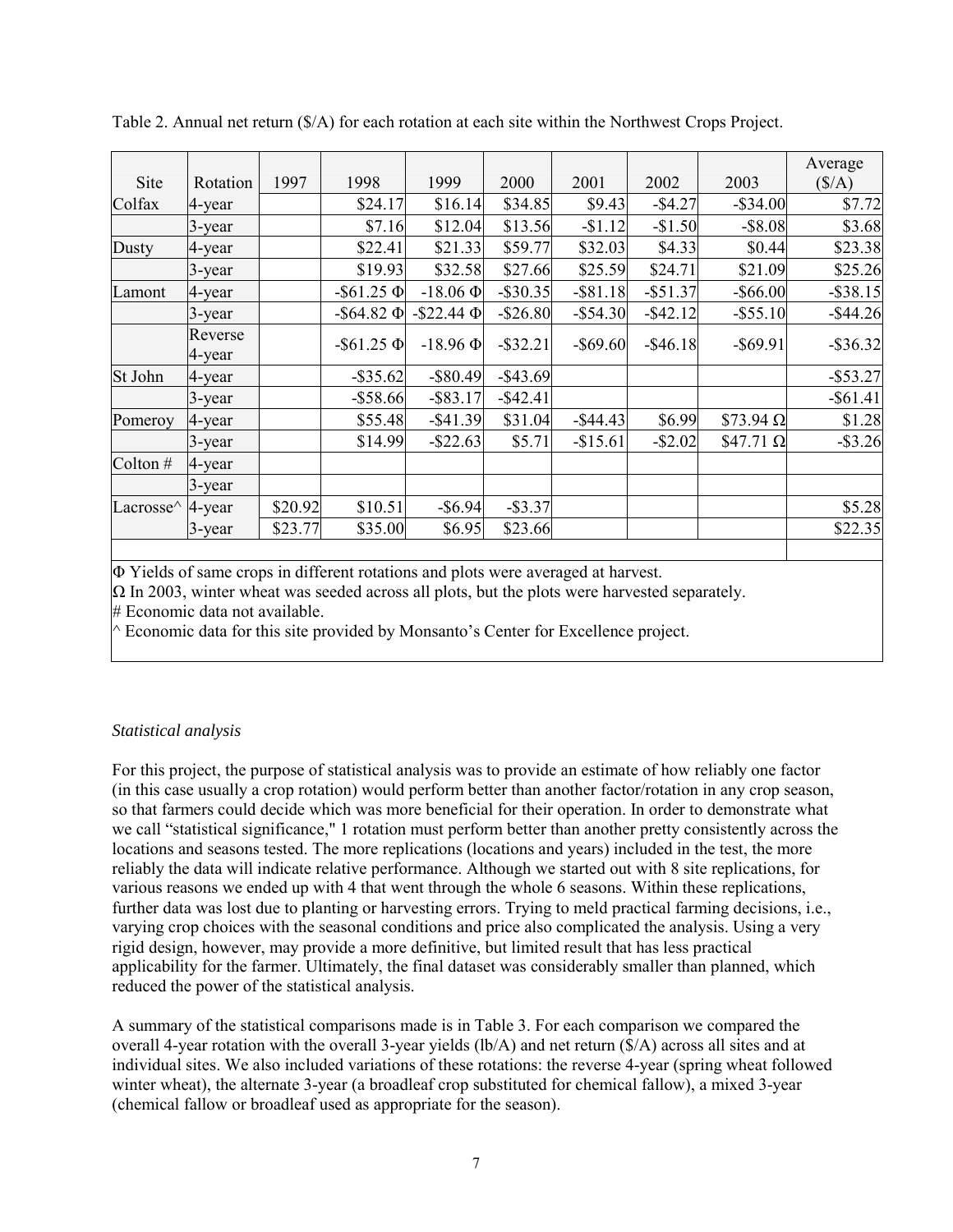Table 2. Annual net return ($/A) for each rotation at each site within the Northwest Crops Project.

| Site | Rotation | 1997 | 1998 | 1999 | 2000 | 2001 | 2002 | 2003 | Average ($/A) |
|---|---|---|---|---|---|---|---|---|---|
| Colfax | 4-year | | $24.17 | $16.14 | $34.85 | $9.43 | -$4.27 | -$34.00 | $7.72 |
| | 3-year | | $7.16 | $12.04 | $13.56 | -$1.12 | -$1.50 | -$8.08 | $3.68 |
| Dusty | 4-year | | $22.41 | $21.33 | $59.77 | $32.03 | $4.33 | $0.44 | $23.38 |
| | 3-year | | $19.93 | $32.58 | $27.66 | $25.59 | $24.71 | $21.09 | $25.26 |
| Lamont | 4-year | | -$61.25 Φ | -18.06 Φ | -$30.35 | -$81.18 | -$51.37 | -$66.00 | -$38.15 |
| | 3-year | | -$64.82 Φ | -$22.44 Φ | -$26.80 | -$54.30 | -$42.12 | -$55.10 | -$44.26 |
| | Reverse 4-year | | -$61.25 Φ | -18.96 Φ | -$32.21 | -$69.60 | -$46.18 | -$69.91 | -$36.32 |
| St John | 4-year | | -$35.62 | -$80.49 | -$43.69 | | | | -$53.27 |
| | 3-year | | -$58.66 | -$83.17 | -$42.41 | | | | -$61.41 |
| Pomeroy | 4-year | | $55.48 | -$41.39 | $31.04 | -$44.43 | $6.99 | $73.94 Ω | $1.28 |
| | 3-year | | $14.99 | -$22.63 | $5.71 | -$15.61 | -$2.02 | $47.71 Ω | -$3.26 |
| Colton # | 4-year | | | | | | | | |
| | 3-year | | | | | | | | |
| Lacrosse^ | 4-year | $20.92 | $10.51 | -$6.94 | -$3.37 | | | | $5.28 |
| | 3-year | $23.77 | $35.00 | $6.95 | $23.66 | | | | $22.35 |

Φ Yields of same crops in different rotations and plots were averaged at harvest.
Ω In 2003, winter wheat was seeded across all plots, but the plots were harvested separately.
# Economic data not available.
^ Economic data for this site provided by Monsanto's Center for Excellence project.

*Statistical analysis*

For this project, the purpose of statistical analysis was to provide an estimate of how reliably one factor (in this case usually a crop rotation) would perform better than another factor/rotation in any crop season, so that farmers could decide which was more beneficial for their operation. In order to demonstrate what we call "statistical significance," 1 rotation must perform better than another pretty consistently across the locations and seasons tested. The more replications (locations and years) included in the test, the more reliably the data will indicate relative performance. Although we started out with 8 site replications, for various reasons we ended up with 4 that went through the whole 6 seasons. Within these replications, further data was lost due to planting or harvesting errors. Trying to meld practical farming decisions, i.e., varying crop choices with the seasonal conditions and price also complicated the analysis. Using a very rigid design, however, may provide a more definitive, but limited result that has less practical applicability for the farmer. Ultimately, the final dataset was considerably smaller than planned, which reduced the power of the statistical analysis.

A summary of the statistical comparisons made is in Table 3. For each comparison we compared the overall 4-year rotation with the overall 3-year yields (lb/A) and net return ($/A) across all sites and at individual sites. We also included variations of these rotations: the reverse 4-year (spring wheat followed winter wheat), the alternate 3-year (a broadleaf crop substituted for chemical fallow), a mixed 3-year (chemical fallow or broadleaf used as appropriate for the season).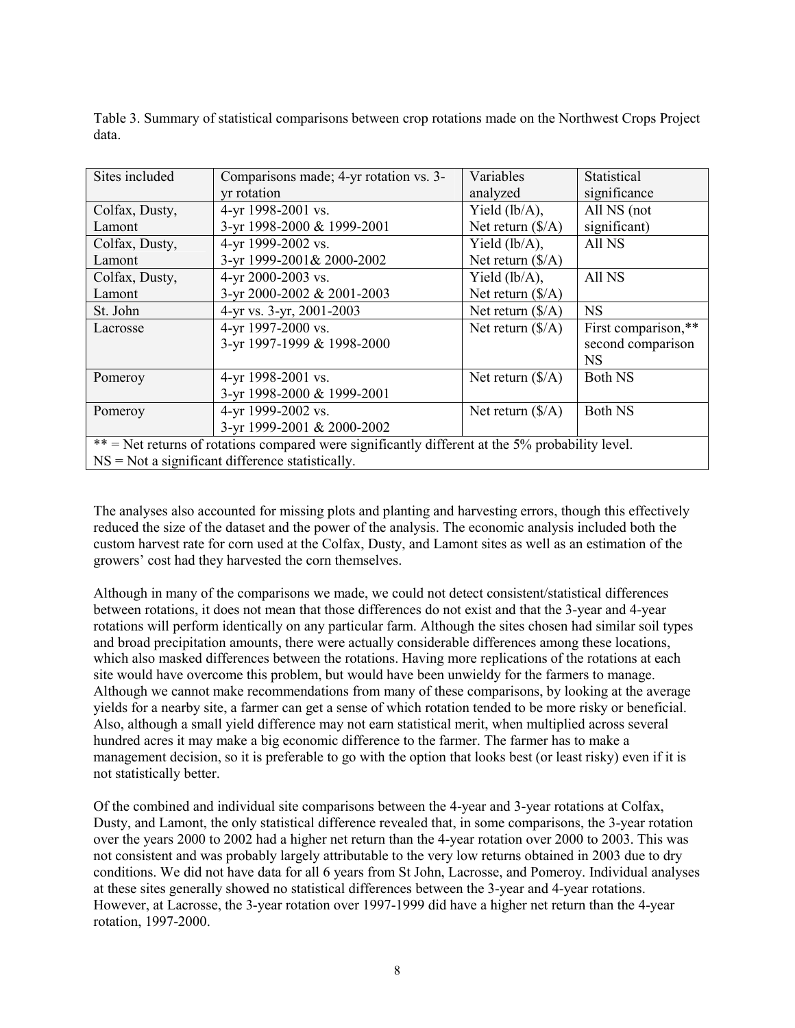Table 3. Summary of statistical comparisons between crop rotations made on the Northwest Crops Project data.

| Sites included | Comparisons made; 4-yr rotation vs. 3-yr rotation | Variables analyzed | Statistical significance |
|---|---|---|---|
| Colfax, Dusty, Lamont | 4-yr 1998-2001 vs. 3-yr 1998-2000 & 1999-2001 | Yield (lb/A), Net return ($/A) | All NS (not significant) |
| Colfax, Dusty, Lamont | 4-yr 1999-2002 vs. 3-yr 1999-2001& 2000-2002 | Yield (lb/A), Net return ($/A) | All NS |
| Colfax, Dusty, Lamont | 4-yr 2000-2003 vs. 3-yr 2000-2002 & 2001-2003 | Yield (lb/A), Net return ($/A) | All NS |
| St. John | 4-yr vs. 3-yr, 2001-2003 | Net return ($/A) | NS |
| Lacrosse | 4-yr 1997-2000 vs. 3-yr 1997-1999 & 1998-2000 | Net return ($/A) | First comparison,** second comparison NS |
| Pomeroy | 4-yr 1998-2001 vs. 3-yr 1998-2000 & 1999-2001 | Net return ($/A) | Both NS |
| Pomeroy | 4-yr 1999-2002 vs. 3-yr 1999-2001 & 2000-2002 | Net return ($/A) | Both NS |

** = Net returns of rotations compared were significantly different at the 5% probability level.
NS = Not a significant difference statistically.

The analyses also accounted for missing plots and planting and harvesting errors, though this effectively reduced the size of the dataset and the power of the analysis. The economic analysis included both the custom harvest rate for corn used at the Colfax, Dusty, and Lamont sites as well as an estimation of the growers' cost had they harvested the corn themselves.

Although in many of the comparisons we made, we could not detect consistent/statistical differences between rotations, it does not mean that those differences do not exist and that the 3-year and 4-year rotations will perform identically on any particular farm. Although the sites chosen had similar soil types and broad precipitation amounts, there were actually considerable differences among these locations, which also masked differences between the rotations. Having more replications of the rotations at each site would have overcome this problem, but would have been unwieldy for the farmers to manage. Although we cannot make recommendations from many of these comparisons, by looking at the average yields for a nearby site, a farmer can get a sense of which rotation tended to be more risky or beneficial. Also, although a small yield difference may not earn statistical merit, when multiplied across several hundred acres it may make a big economic difference to the farmer. The farmer has to make a management decision, so it is preferable to go with the option that looks best (or least risky) even if it is not statistically better.

Of the combined and individual site comparisons between the 4-year and 3-year rotations at Colfax, Dusty, and Lamont, the only statistical difference revealed that, in some comparisons, the 3-year rotation over the years 2000 to 2002 had a higher net return than the 4-year rotation over 2000 to 2003. This was not consistent and was probably largely attributable to the very low returns obtained in 2003 due to dry conditions. We did not have data for all 6 years from St John, Lacrosse, and Pomeroy. Individual analyses at these sites generally showed no statistical differences between the 3-year and 4-year rotations. However, at Lacrosse, the 3-year rotation over 1997-1999 did have a higher net return than the 4-year rotation, 1997-2000.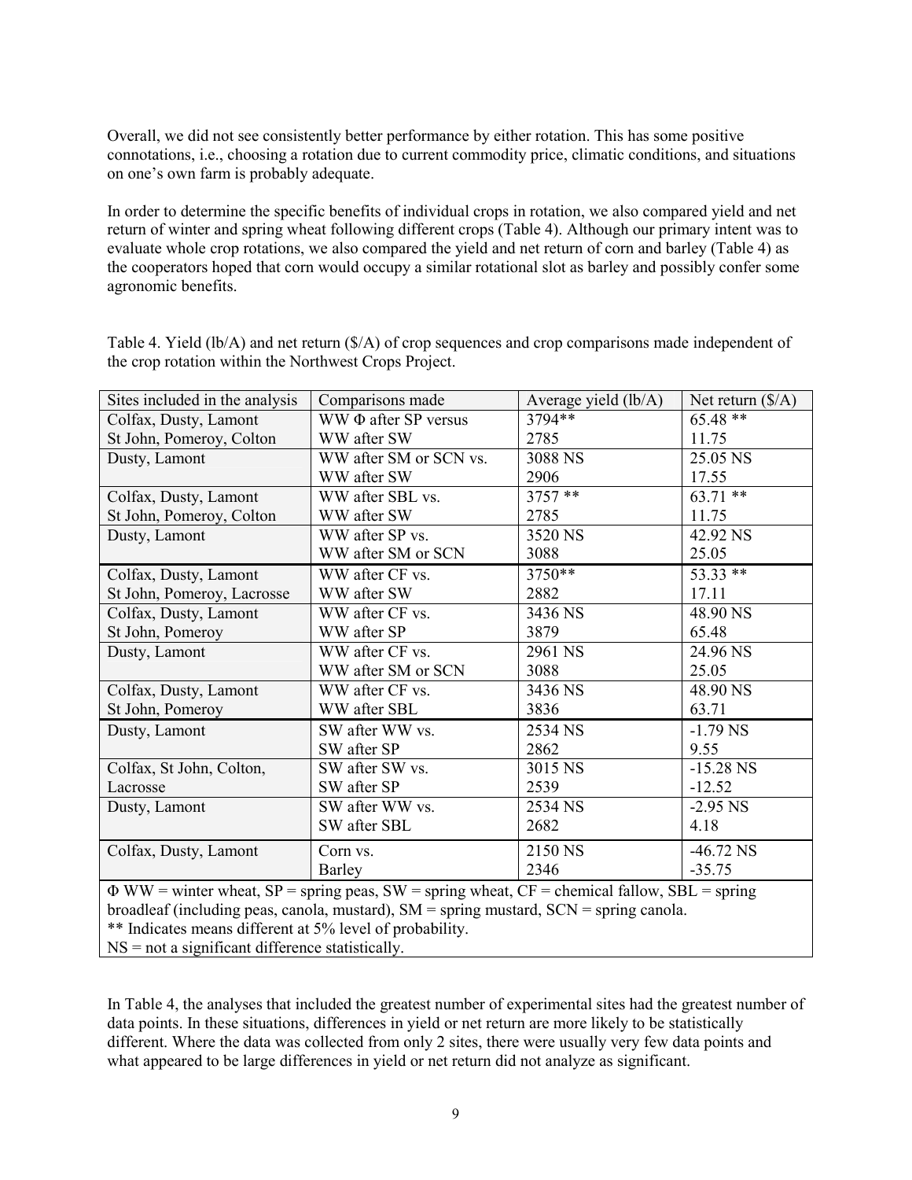Overall, we did not see consistently better performance by either rotation. This has some positive connotations, i.e., choosing a rotation due to current commodity price, climatic conditions, and situations on one's own farm is probably adequate.

In order to determine the specific benefits of individual crops in rotation, we also compared yield and net return of winter and spring wheat following different crops (Table 4). Although our primary intent was to evaluate whole crop rotations, we also compared the yield and net return of corn and barley (Table 4) as the cooperators hoped that corn would occupy a similar rotational slot as barley and possibly confer some agronomic benefits.

Table 4. Yield (lb/A) and net return ($/A) of crop sequences and crop comparisons made independent of the crop rotation within the Northwest Crops Project.

| Sites included in the analysis | Comparisons made | Average yield (lb/A) | Net return ($/A) |
|---|---|---|---|
| Colfax, Dusty, Lamont St John, Pomeroy, Colton | WW Φ after SP versus WW after SW | 3794** 2785 | 65.48 ** 11.75 |
| Dusty, Lamont | WW after SM or SCN vs. WW after SW | 3088 NS 2906 | 25.05 NS 17.55 |
| Colfax, Dusty, Lamont St John, Pomeroy, Colton | WW after SBL vs. WW after SW | 3757 ** 2785 | 63.71 ** 11.75 |
| Dusty, Lamont | WW after SP vs. WW after SM or SCN | 3520 NS 3088 | 42.92 NS 25.05 |
| Colfax, Dusty, Lamont St John, Pomeroy, Lacrosse | WW after CF vs. WW after SW | 3750** 2882 | 53.33 ** 17.11 |
| Colfax, Dusty, Lamont St John, Pomeroy | WW after CF vs. WW after SP | 3436 NS 3879 | 48.90 NS 65.48 |
| Dusty, Lamont | WW after CF vs. WW after SM or SCN | 2961 NS 3088 | 24.96 NS 25.05 |
| Colfax, Dusty, Lamont St John, Pomeroy | WW after CF vs. WW after SBL | 3436 NS 3836 | 48.90 NS 63.71 |
| Dusty, Lamont | SW after WW vs. SW after SP | 2534 NS 2862 | -1.79 NS 9.55 |
| Colfax, St John, Colton, Lacrosse | SW after SW vs. SW after SP | 3015 NS 2539 | -15.28 NS -12.52 |
| Dusty, Lamont | SW after WW vs. SW after SBL | 2534 NS 2682 | -2.95 NS 4.18 |
| Colfax, Dusty, Lamont | Corn vs. Barley | 2150 NS 2346 | -46.72 NS -35.75 |

Φ WW = winter wheat, SP = spring peas, SW = spring wheat, CF = chemical fallow, SBL = spring broadleaf (including peas, canola, mustard), SM = spring mustard, SCN = spring canola.
** Indicates means different at 5% level of probability.
NS = not a significant difference statistically.

In Table 4, the analyses that included the greatest number of experimental sites had the greatest number of data points. In these situations, differences in yield or net return are more likely to be statistically different. Where the data was collected from only 2 sites, there were usually very few data points and what appeared to be large differences in yield or net return did not analyze as significant.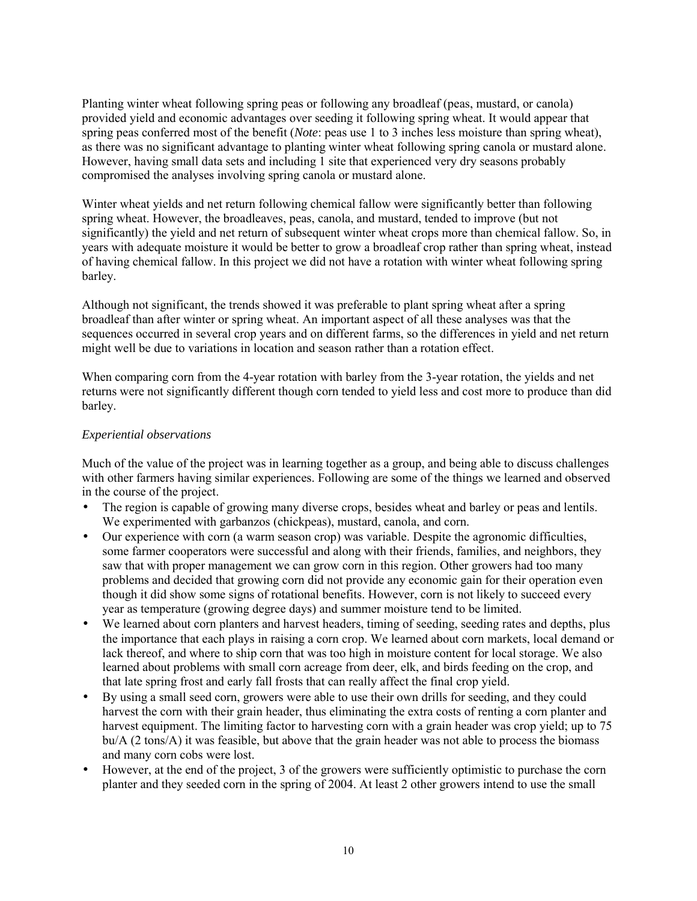Planting winter wheat following spring peas or following any broadleaf (peas, mustard, or canola) provided yield and economic advantages over seeding it following spring wheat. It would appear that spring peas conferred most of the benefit (*Note*: peas use 1 to 3 inches less moisture than spring wheat), as there was no significant advantage to planting winter wheat following spring canola or mustard alone. However, having small data sets and including 1 site that experienced very dry seasons probably compromised the analyses involving spring canola or mustard alone.

Winter wheat yields and net return following chemical fallow were significantly better than following spring wheat. However, the broadleaves, peas, canola, and mustard, tended to improve (but not significantly) the yield and net return of subsequent winter wheat crops more than chemical fallow. So, in years with adequate moisture it would be better to grow a broadleaf crop rather than spring wheat, instead of having chemical fallow. In this project we did not have a rotation with winter wheat following spring barley.

Although not significant, the trends showed it was preferable to plant spring wheat after a spring broadleaf than after winter or spring wheat. An important aspect of all these analyses was that the sequences occurred in several crop years and on different farms, so the differences in yield and net return might well be due to variations in location and season rather than a rotation effect.

When comparing corn from the 4-year rotation with barley from the 3-year rotation, the yields and net returns were not significantly different though corn tended to yield less and cost more to produce than did barley.

*Experiential observations*

Much of the value of the project was in learning together as a group, and being able to discuss challenges with other farmers having similar experiences. Following are some of the things we learned and observed in the course of the project.

- The region is capable of growing many diverse crops, besides wheat and barley or peas and lentils. We experimented with garbanzos (chickpeas), mustard, canola, and corn.
- Our experience with corn (a warm season crop) was variable. Despite the agronomic difficulties, some farmer cooperators were successful and along with their friends, families, and neighbors, they saw that with proper management we can grow corn in this region. Other growers had too many problems and decided that growing corn did not provide any economic gain for their operation even though it did show some signs of rotational benefits. However, corn is not likely to succeed every year as temperature (growing degree days) and summer moisture tend to be limited.
- We learned about corn planters and harvest headers, timing of seeding, seeding rates and depths, plus the importance that each plays in raising a corn crop. We learned about corn markets, local demand or lack thereof, and where to ship corn that was too high in moisture content for local storage. We also learned about problems with small corn acreage from deer, elk, and birds feeding on the crop, and that late spring frost and early fall frosts that can really affect the final crop yield.
- By using a small seed corn, growers were able to use their own drills for seeding, and they could harvest the corn with their grain header, thus eliminating the extra costs of renting a corn planter and harvest equipment. The limiting factor to harvesting corn with a grain header was crop yield; up to 75 bu/A (2 tons/A) it was feasible, but above that the grain header was not able to process the biomass and many corn cobs were lost.
- However, at the end of the project, 3 of the growers were sufficiently optimistic to purchase the corn planter and they seeded corn in the spring of 2004. At least 2 other growers intend to use the small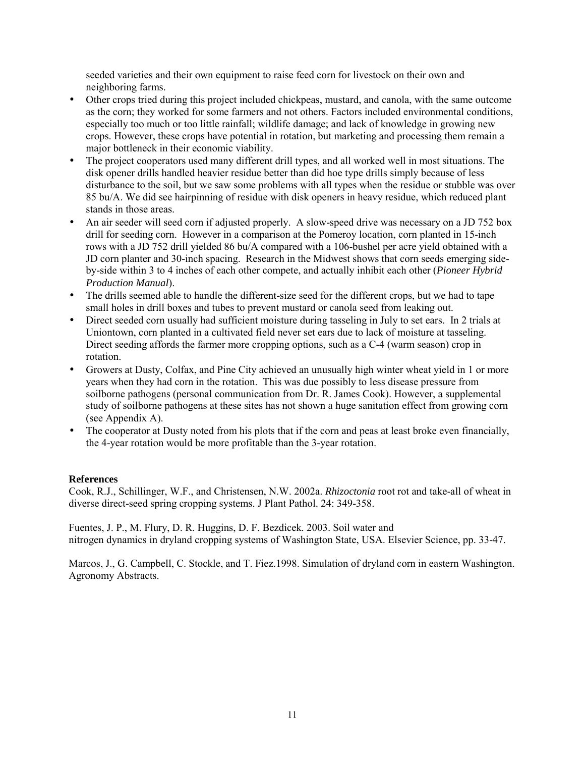seeded varieties and their own equipment to raise feed corn for livestock on their own and neighboring farms.

- Other crops tried during this project included chickpeas, mustard, and canola, with the same outcome as the corn; they worked for some farmers and not others. Factors included environmental conditions, especially too much or too little rainfall; wildlife damage; and lack of knowledge in growing new crops. However, these crops have potential in rotation, but marketing and processing them remain a major bottleneck in their economic viability.
- The project cooperators used many different drill types, and all worked well in most situations. The disk opener drills handled heavier residue better than did hoe type drills simply because of less disturbance to the soil, but we saw some problems with all types when the residue or stubble was over 85 bu/A. We did see hairpinning of residue with disk openers in heavy residue, which reduced plant stands in those areas.
- An air seeder will seed corn if adjusted properly. A slow-speed drive was necessary on a JD 752 box drill for seeding corn. However in a comparison at the Pomeroy location, corn planted in 15-inch rows with a JD 752 drill yielded 86 bu/A compared with a 106-bushel per acre yield obtained with a JD corn planter and 30-inch spacing. Research in the Midwest shows that corn seeds emerging side-by-side within 3 to 4 inches of each other compete, and actually inhibit each other (*Pioneer Hybrid Production Manual*).
- The drills seemed able to handle the different-size seed for the different crops, but we had to tape small holes in drill boxes and tubes to prevent mustard or canola seed from leaking out.
- Direct seeded corn usually had sufficient moisture during tasseling in July to set ears. In 2 trials at Uniontown, corn planted in a cultivated field never set ears due to lack of moisture at tasseling. Direct seeding affords the farmer more cropping options, such as a C-4 (warm season) crop in rotation.
- Growers at Dusty, Colfax, and Pine City achieved an unusually high winter wheat yield in 1 or more years when they had corn in the rotation. This was due possibly to less disease pressure from soilborne pathogens (personal communication from Dr. R. James Cook). However, a supplemental study of soilborne pathogens at these sites has not shown a huge sanitation effect from growing corn (see Appendix A).
- The cooperator at Dusty noted from his plots that if the corn and peas at least broke even financially, the 4-year rotation would be more profitable than the 3-year rotation.

**References**

Cook, R.J., Schillinger, W.F., and Christensen, N.W. 2002a. *Rhizoctonia* root rot and take-all of wheat in diverse direct-seed spring cropping systems. J Plant Pathol. 24: 349-358.

Fuentes, J. P., M. Flury, D. R. Huggins, D. F. Bezdicek. 2003. Soil water and nitrogen dynamics in dryland cropping systems of Washington State, USA. Elsevier Science, pp. 33-47.

Marcos, J., G. Campbell, C. Stockle, and T. Fiez.1998. Simulation of dryland corn in eastern Washington. Agronomy Abstracts.